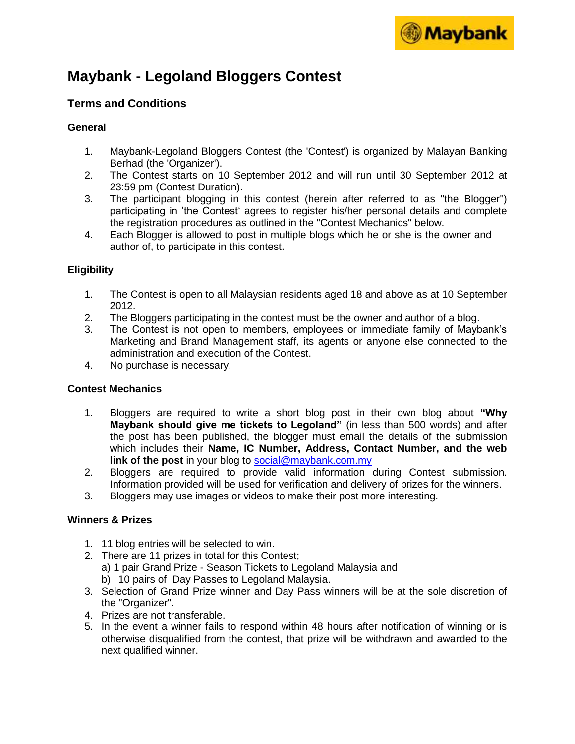# Maybank - Legoland Bloggers Contest

## Terms and Conditions

### General

1. Maybank-Legoland Bloggers Contest (the 'Contest') is organized by Malayan Banking Berhad (the 'Organizer').
2. The Contest starts on 10 September 2012 and will run until 30 September 2012 at 23:59 pm (Contest Duration).
3. The participant blogging in this contest (herein after referred to as "the Blogger") participating in 'the Contest' agrees to register his/her personal details and complete the registration procedures as outlined in the "Contest Mechanics" below.
4. Each Blogger is allowed to post in multiple blogs which he or she is the owner and author of, to participate in this contest.

### Eligibility

1. The Contest is open to all Malaysian residents aged 18 and above as at 10 September 2012.
2. The Bloggers participating in the contest must be the owner and author of a blog.
3. The Contest is not open to members, employees or immediate family of Maybank's Marketing and Brand Management staff, its agents or anyone else connected to the administration and execution of the Contest.
4. No purchase is necessary.

### Contest Mechanics

1. Bloggers are required to write a short blog post in their own blog about **"Why Maybank should give me tickets to Legoland"** (in less than 500 words) and after the post has been published, the blogger must email the details of the submission which includes their **Name, IC Number, Address, Contact Number, and the web link of the post** in your blog to social@maybank.com.my
2. Bloggers are required to provide valid information during Contest submission. Information provided will be used for verification and delivery of prizes for the winners.
3. Bloggers may use images or videos to make their post more interesting.

### Winners & Prizes

1. 11 blog entries will be selected to win.
2. There are 11 prizes in total for this Contest;
   a) 1 pair Grand Prize - Season Tickets to Legoland Malaysia and
   b) 10 pairs of Day Passes to Legoland Malaysia.
3. Selection of Grand Prize winner and Day Pass winners will be at the sole discretion of the "Organizer".
4. Prizes are not transferable.
5. In the event a winner fails to respond within 48 hours after notification of winning or is otherwise disqualified from the contest, that prize will be withdrawn and awarded to the next qualified winner.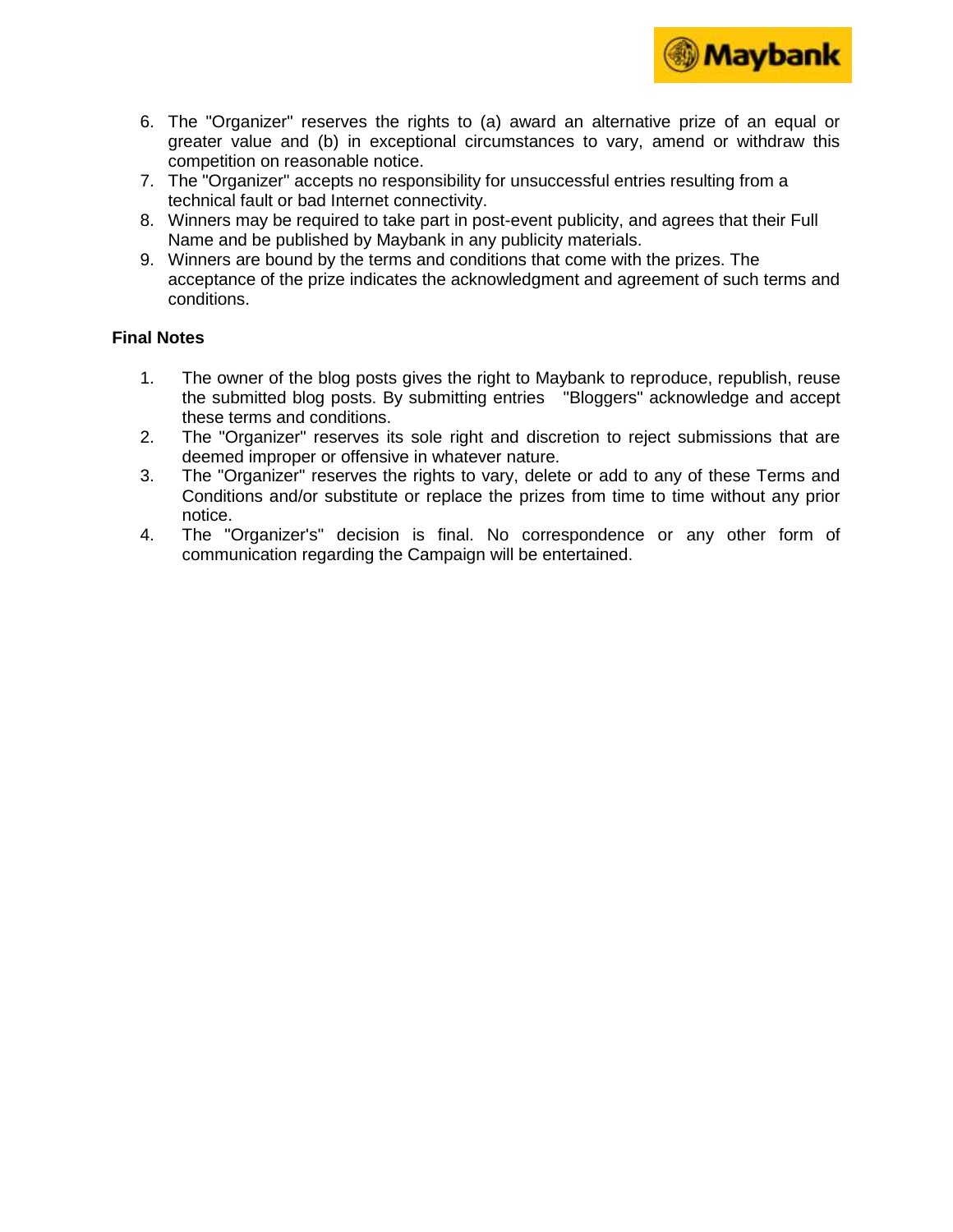6. The "Organizer" reserves the rights to (a) award an alternative prize of an equal or greater value and (b) in exceptional circumstances to vary, amend or withdraw this competition on reasonable notice.
7. The "Organizer" accepts no responsibility for unsuccessful entries resulting from a technical fault or bad Internet connectivity.
8. Winners may be required to take part in post-event publicity, and agrees that their Full Name and be published by Maybank in any publicity materials.
9. Winners are bound by the terms and conditions that come with the prizes. The acceptance of the prize indicates the acknowledgment and agreement of such terms and conditions.

**Final Notes**

1. The owner of the blog posts gives the right to Maybank to reproduce, republish, reuse the submitted blog posts. By submitting entries "Bloggers" acknowledge and accept these terms and conditions.
2. The "Organizer" reserves its sole right and discretion to reject submissions that are deemed improper or offensive in whatever nature.
3. The "Organizer" reserves the rights to vary, delete or add to any of these Terms and Conditions and/or substitute or replace the prizes from time to time without any prior notice.
4. The "Organizer's" decision is final. No correspondence or any other form of communication regarding the Campaign will be entertained.